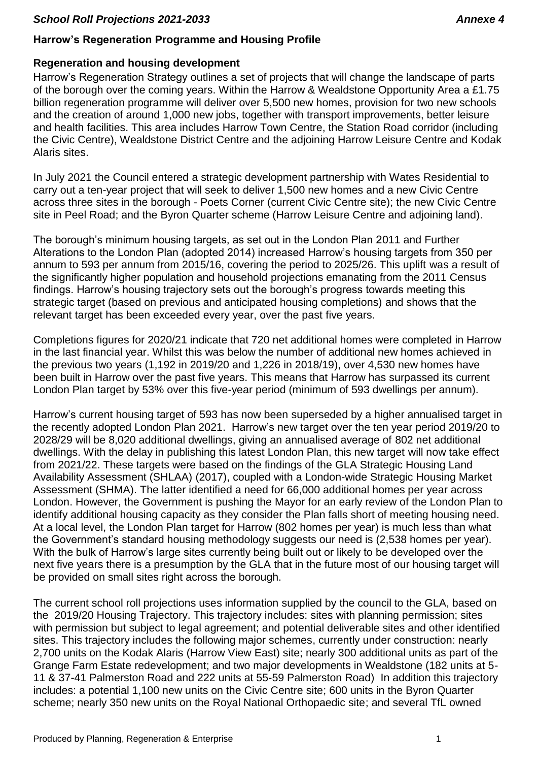## Harrow's Regeneration Programme and Housing Profile

### Regeneration and housing development

Harrow's Regeneration Strategy outlines a set of projects that will change the landscape of parts of the borough over the coming years. Within the Harrow & Wealdstone Opportunity Area a £1.75 billion regeneration programme will deliver over 5,500 new homes, provision for two new schools and the creation of around 1,000 new jobs, together with transport improvements, better leisure and health facilities. This area includes Harrow Town Centre, the Station Road corridor (including the Civic Centre), Wealdstone District Centre and the adjoining Harrow Leisure Centre and Kodak Alaris sites.

In July 2021 the Council entered a strategic development partnership with Wates Residential to carry out a ten-year project that will seek to deliver 1,500 new homes and a new Civic Centre across three sites in the borough - Poets Corner (current Civic Centre site); the new Civic Centre site in Peel Road; and the Byron Quarter scheme (Harrow Leisure Centre and adjoining land).

The borough's minimum housing targets, as set out in the London Plan 2011 and Further Alterations to the London Plan (adopted 2014) increased Harrow's housing targets from 350 per annum to 593 per annum from 2015/16, covering the period to 2025/26. This uplift was a result of the significantly higher population and household projections emanating from the 2011 Census findings. Harrow's housing trajectory sets out the borough's progress towards meeting this strategic target (based on previous and anticipated housing completions) and shows that the relevant target has been exceeded every year, over the past five years.

Completions figures for 2020/21 indicate that 720 net additional homes were completed in Harrow in the last financial year. Whilst this was below the number of additional new homes achieved in the previous two years (1,192 in 2019/20 and 1,226 in 2018/19), over 4,530 new homes have been built in Harrow over the past five years. This means that Harrow has surpassed its current London Plan target by 53% over this five-year period (minimum of 593 dwellings per annum).

Harrow's current housing target of 593 has now been superseded by a higher annualised target in the recently adopted London Plan 2021. Harrow's new target over the ten year period 2019/20 to 2028/29 will be 8,020 additional dwellings, giving an annualised average of 802 net additional dwellings. With the delay in publishing this latest London Plan, this new target will now take effect from 2021/22. These targets were based on the findings of the GLA Strategic Housing Land Availability Assessment (SHLAA) (2017), coupled with a London-wide Strategic Housing Market Assessment (SHMA). The latter identified a need for 66,000 additional homes per year across London. However, the Government is pushing the Mayor for an early review of the London Plan to identify additional housing capacity as they consider the Plan falls short of meeting housing need. At a local level, the London Plan target for Harrow (802 homes per year) is much less than what the Government's standard housing methodology suggests our need is (2,538 homes per year). With the bulk of Harrow's large sites currently being built out or likely to be developed over the next five years there is a presumption by the GLA that in the future most of our housing target will be provided on small sites right across the borough.

The current school roll projections uses information supplied by the council to the GLA, based on the 2019/20 Housing Trajectory. This trajectory includes: sites with planning permission; sites with permission but subject to legal agreement; and potential deliverable sites and other identified sites. This trajectory includes the following major schemes, currently under construction: nearly 2,700 units on the Kodak Alaris (Harrow View East) site; nearly 300 additional units as part of the Grange Farm Estate redevelopment; and two major developments in Wealdstone (182 units at 5-11 & 37-41 Palmerston Road and 222 units at 55-59 Palmerston Road) In addition this trajectory includes: a potential 1,100 new units on the Civic Centre site; 600 units in the Byron Quarter scheme; nearly 350 new units on the Royal National Orthopaedic site; and several TfL owned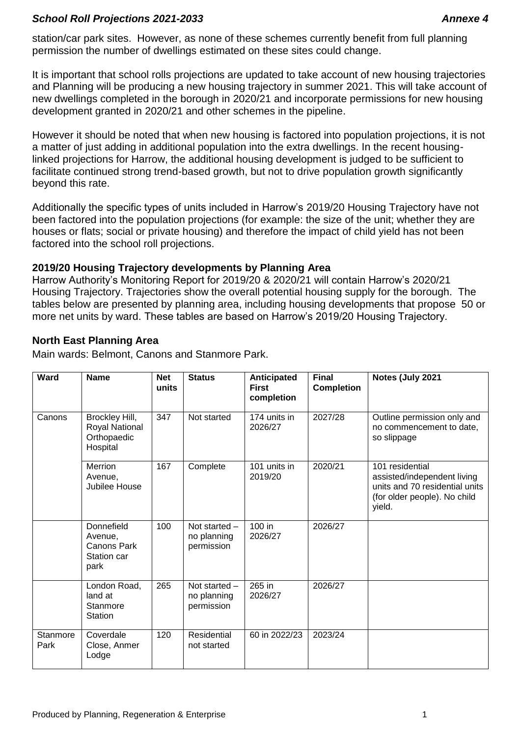station/car park sites. However, as none of these schemes currently benefit from full planning permission the number of dwellings estimated on these sites could change.

It is important that school rolls projections are updated to take account of new housing trajectories and Planning will be producing a new housing trajectory in summer 2021. This will take account of new dwellings completed in the borough in 2020/21 and incorporate permissions for new housing development granted in 2020/21 and other schemes in the pipeline.

However it should be noted that when new housing is factored into population projections, it is not a matter of just adding in additional population into the extra dwellings. In the recent housing-linked projections for Harrow, the additional housing development is judged to be sufficient to facilitate continued strong trend-based growth, but not to drive population growth significantly beyond this rate.

Additionally the specific types of units included in Harrow's 2019/20 Housing Trajectory have not been factored into the population projections (for example: the size of the unit; whether they are houses or flats; social or private housing) and therefore the impact of child yield has not been factored into the school roll projections.

### 2019/20 Housing Trajectory developments by Planning Area

Harrow Authority's Monitoring Report for 2019/20 & 2020/21 will contain Harrow's 2020/21 Housing Trajectory. Trajectories show the overall potential housing supply for the borough. The tables below are presented by planning area, including housing developments that propose 50 or more net units by ward. These tables are based on Harrow's 2019/20 Housing Trajectory.

### North East Planning Area

Main wards: Belmont, Canons and Stanmore Park.

| Ward | Name | Net units | Status | Anticipated First completion | Final Completion | Notes (July 2021 |
|---|---|---|---|---|---|---|
| Canons | Brockley Hill, Royal National Orthopaedic Hospital | 347 | Not started | 174 units in 2026/27 | 2027/28 | Outline permission only and no commencement to date, so slippage |
| | Merrion Avenue, Jubilee House | 167 | Complete | 101 units in 2019/20 | 2020/21 | 101 residential assisted/independent living units and 70 residential units (for older people). No child yield. |
| | Donnefield Avenue, Canons Park Station car park | 100 | Not started – no planning permission | 100 in 2026/27 | 2026/27 | |
| | London Road, land at Stanmore Station | 265 | Not started – no planning permission | 265 in 2026/27 | 2026/27 | |
| Stanmore Park | Coverdale Close, Anmer Lodge | 120 | Residential not started | 60 in 2022/23 | 2023/24 | |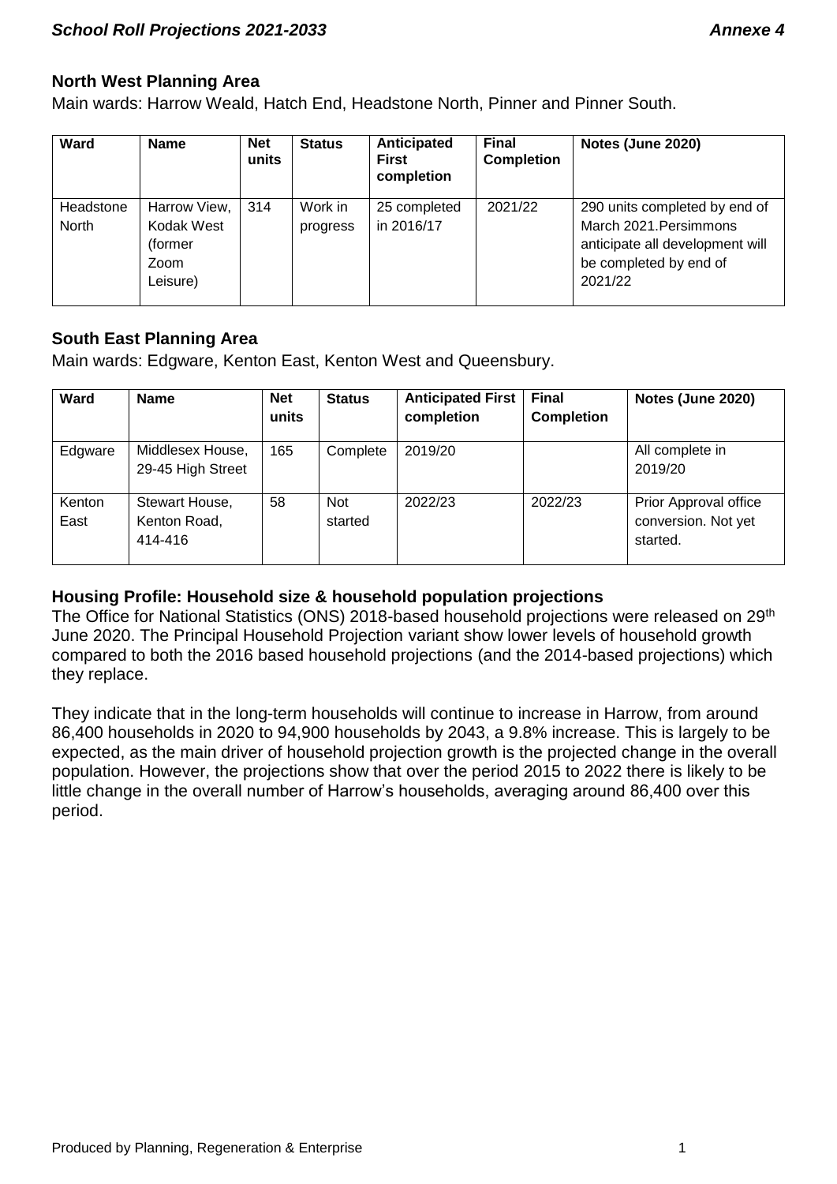### North West Planning Area

Main wards: Harrow Weald, Hatch End, Headstone North, Pinner and Pinner South.

| Ward | Name | Net units | Status | Anticipated First completion | Final Completion | Notes (June 2020) |
|---|---|---|---|---|---|---|
| Headstone North | Harrow View, Kodak West (former Zoom Leisure) | 314 | Work in progress | 25 completed in 2016/17 | 2021/22 | 290 units completed by end of March 2021.Persimmons anticipate all development will be completed by end of 2021/22 |

### South East Planning Area

Main wards: Edgware, Kenton East, Kenton West and Queensbury.

| Ward | Name | Net units | Status | Anticipated First completion | Final Completion | Notes (June 2020) |
|---|---|---|---|---|---|---|
| Edgware | Middlesex House, 29-45 High Street | 165 | Complete | 2019/20 | | All complete in 2019/20 |
| Kenton East | Stewart House, Kenton Road, 414-416 | 58 | Not started | 2022/23 | 2022/23 | Prior Approval office conversion. Not yet started. |

### Housing Profile: Household size & household population projections

The Office for National Statistics (ONS) 2018-based household projections were released on 29th June 2020. The Principal Household Projection variant show lower levels of household growth compared to both the 2016 based household projections (and the 2014-based projections) which they replace.

They indicate that in the long-term households will continue to increase in Harrow, from around 86,400 households in 2020 to 94,900 households by 2043, a 9.8% increase. This is largely to be expected, as the main driver of household projection growth is the projected change in the overall population. However, the projections show that over the period 2015 to 2022 there is likely to be little change in the overall number of Harrow's households, averaging around 86,400 over this period.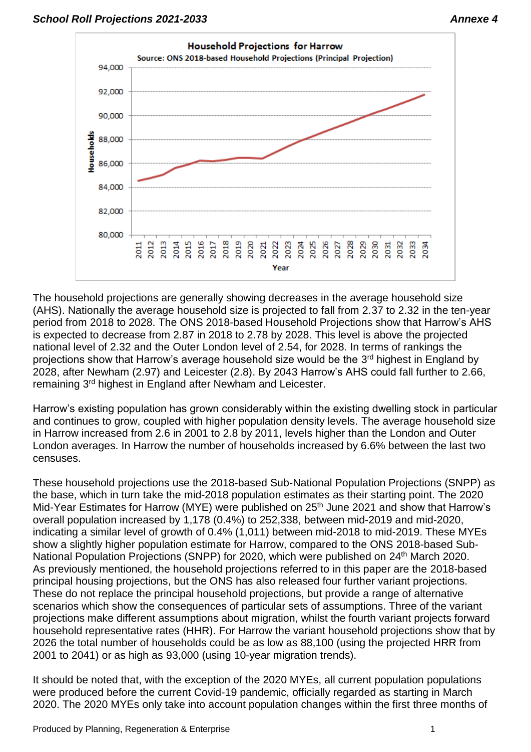**Household Projections for Harrow**

Source: ONS 2018-based Household Projections (Principal Projection)

The household projections are generally showing decreases in the average household size (AHS). Nationally the average household size is projected to fall from 2.37 to 2.32 in the ten-year period from 2018 to 2028. The ONS 2018-based Household Projections show that Harrow's AHS is expected to decrease from 2.87 in 2018 to 2.78 by 2028. This level is above the projected national level of 2.32 and the Outer London level of 2.54, for 2028. In terms of rankings the projections show that Harrow's average household size would be the 3rd highest in England by 2028, after Newham (2.97) and Leicester (2.8). By 2043 Harrow's AHS could fall further to 2.66, remaining 3rd highest in England after Newham and Leicester.

Harrow's existing population has grown considerably within the existing dwelling stock in particular and continues to grow, coupled with higher population density levels. The average household size in Harrow increased from 2.6 in 2001 to 2.8 by 2011, levels higher than the London and Outer London averages. In Harrow the number of households increased by 6.6% between the last two censuses.

These household projections use the 2018-based Sub-National Population Projections (SNPP) as the base, which in turn take the mid-2018 population estimates as their starting point. The 2020 Mid-Year Estimates for Harrow (MYE) were published on 25th June 2021 and show that Harrow's overall population increased by 1,178 (0.4%) to 252,338, between mid-2019 and mid-2020, indicating a similar level of growth of 0.4% (1,011) between mid-2018 to mid-2019. These MYEs show a slightly higher population estimate for Harrow, compared to the ONS 2018-based Sub-National Population Projections (SNPP) for 2020, which were published on 24th March 2020. As previously mentioned, the household projections referred to in this paper are the 2018-based principal housing projections, but the ONS has also released four further variant projections. These do not replace the principal household projections, but provide a range of alternative scenarios which show the consequences of particular sets of assumptions. Three of the variant projections make different assumptions about migration, whilst the fourth variant projects forward household representative rates (HHR). For Harrow the variant household projections show that by 2026 the total number of households could be as low as 88,100 (using the projected HRR from 2001 to 2041) or as high as 93,000 (using 10-year migration trends).

It should be noted that, with the exception of the 2020 MYEs, all current population populations were produced before the current Covid-19 pandemic, officially regarded as starting in March 2020. The 2020 MYEs only take into account population changes within the first three months of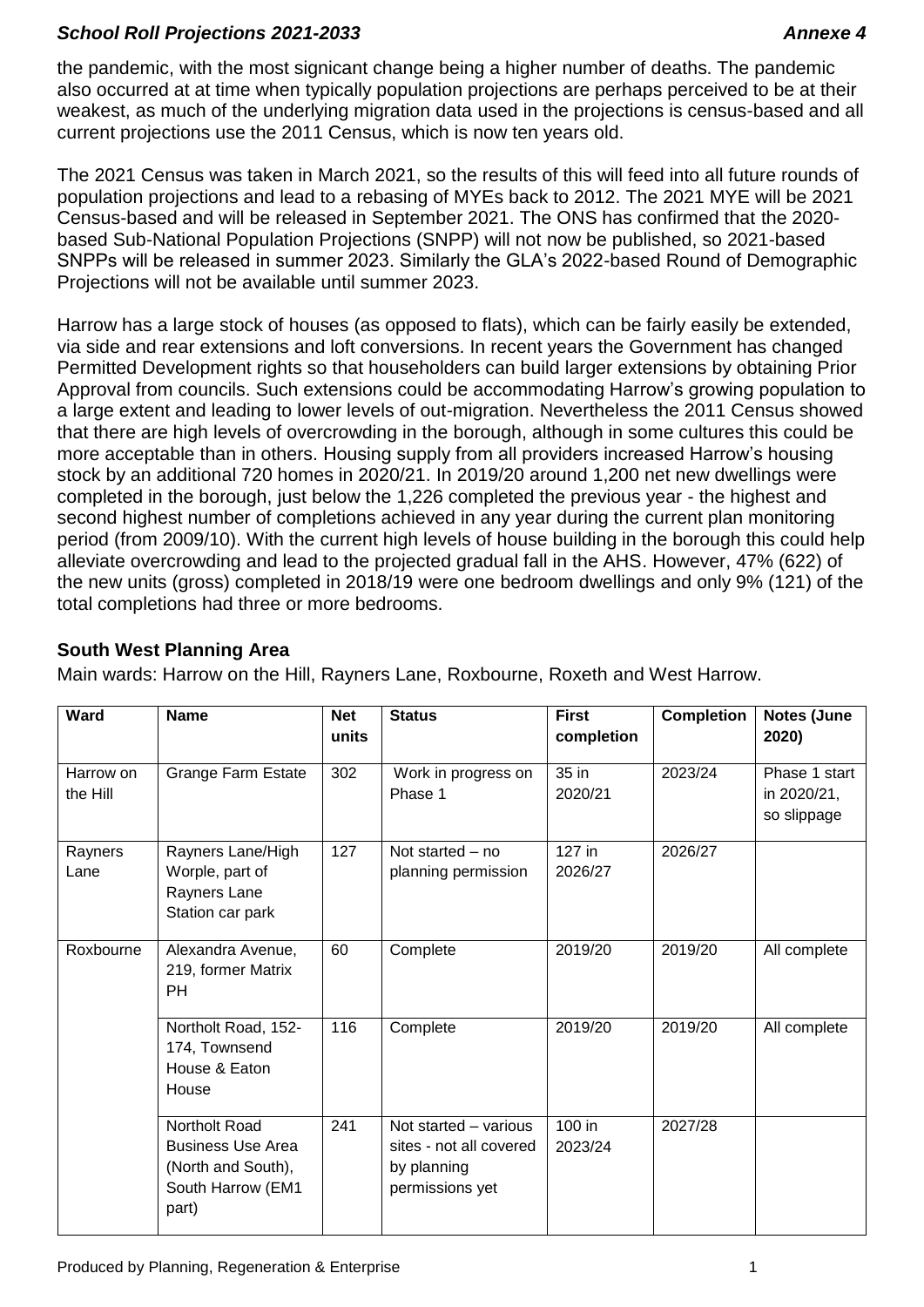the pandemic, with the most signicant change being a higher number of deaths. The pandemic also occurred at at time when typically population projections are perhaps perceived to be at their weakest, as much of the underlying migration data used in the projections is census-based and all current projections use the 2011 Census, which is now ten years old.

The 2021 Census was taken in March 2021, so the results of this will feed into all future rounds of population projections and lead to a rebasing of MYEs back to 2012. The 2021 MYE will be 2021 Census-based and will be released in September 2021. The ONS has confirmed that the 2020-based Sub-National Population Projections (SNPP) will not now be published, so 2021-based SNPPs will be released in summer 2023. Similarly the GLA's 2022-based Round of Demographic Projections will not be available until summer 2023.

Harrow has a large stock of houses (as opposed to flats), which can be fairly easily be extended, via side and rear extensions and loft conversions. In recent years the Government has changed Permitted Development rights so that householders can build larger extensions by obtaining Prior Approval from councils. Such extensions could be accommodating Harrow's growing population to a large extent and leading to lower levels of out-migration. Nevertheless the 2011 Census showed that there are high levels of overcrowding in the borough, although in some cultures this could be more acceptable than in others. Housing supply from all providers increased Harrow's housing stock by an additional 720 homes in 2020/21. In 2019/20 around 1,200 net new dwellings were completed in the borough, just below the 1,226 completed the previous year - the highest and second highest number of completions achieved in any year during the current plan monitoring period (from 2009/10). With the current high levels of house building in the borough this could help alleviate overcrowding and lead to the projected gradual fall in the AHS. However, 47% (622) of the new units (gross) completed in 2018/19 were one bedroom dwellings and only 9% (121) of the total completions had three or more bedrooms.

## South West Planning Area

Main wards: Harrow on the Hill, Rayners Lane, Roxbourne, Roxeth and West Harrow.

| Ward | Name | Net units | Status | First completion | Completion | Notes (June 2020) |
|---|---|---|---|---|---|---|
| Harrow on the Hill | Grange Farm Estate | 302 | Work in progress on Phase 1 | 35 in 2020/21 | 2023/24 | Phase 1 start in 2020/21, so slippage |
| Rayners Lane | Rayners Lane/High Worple, part of Rayners Lane Station car park | 127 | Not started – no planning permission | 127 in 2026/27 | 2026/27 | |
| Roxbourne | Alexandra Avenue, 219, former Matrix PH | 60 | Complete | 2019/20 | 2019/20 | All complete |
| | Northolt Road, 152-174, Townsend House & Eaton House | 116 | Complete | 2019/20 | 2019/20 | All complete |
| | Northolt Road Business Use Area (North and South), South Harrow (EM1 part) | 241 | Not started – various sites - not all covered by planning permissions yet | 100 in 2023/24 | 2027/28 | |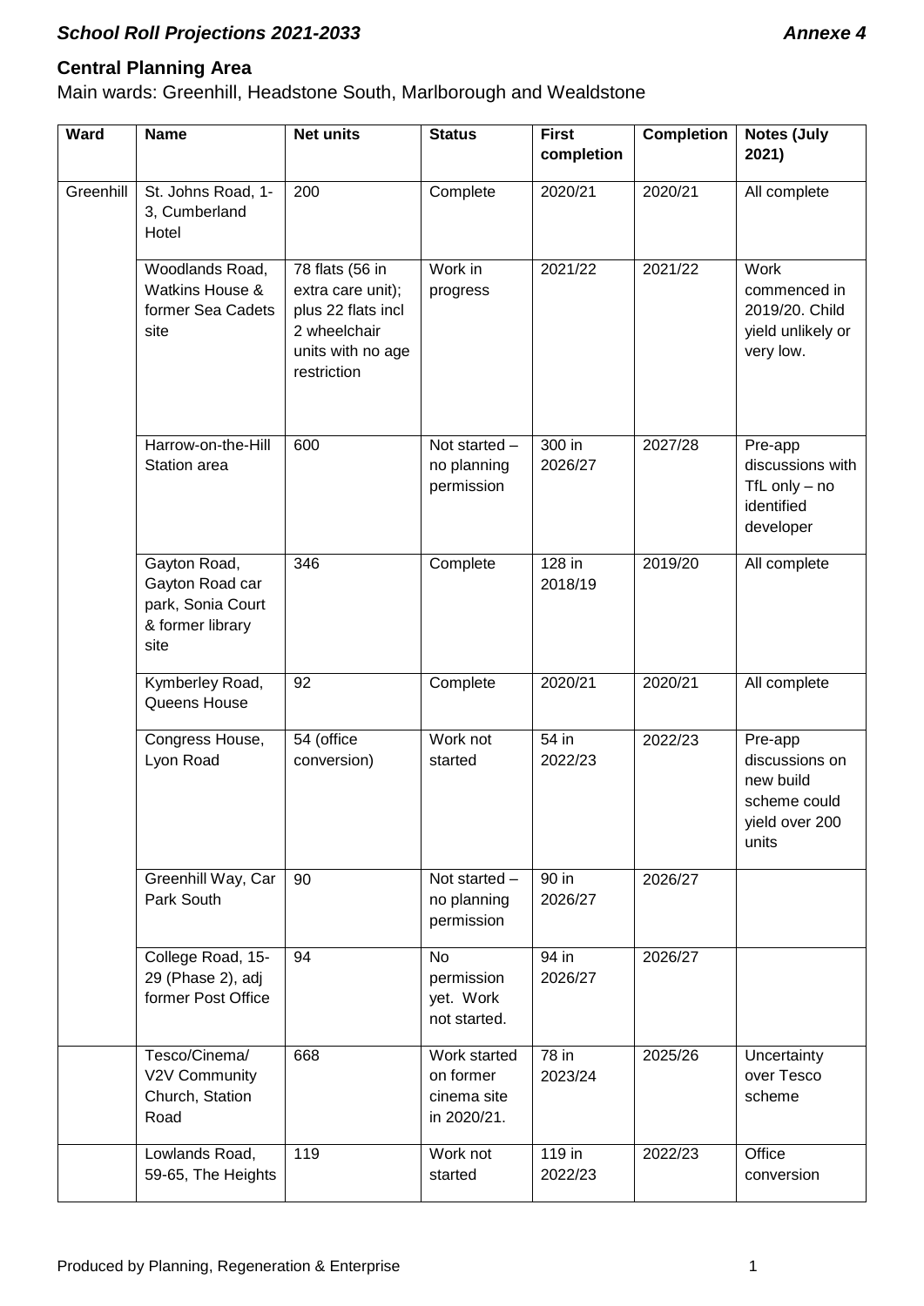## School Roll Projections 2021-2033 — *Annexe 4*

### Central Planning Area

Main wards: Greenhill, Headstone South, Marlborough and Wealdstone

| Ward | Name | Net units | Status | First completion | Completion | Notes (July 2021) |
|---|---|---|---|---|---|---|
| Greenhill | St. Johns Road, 1-3, Cumberland Hotel | 200 | Complete | 2020/21 | 2020/21 | All complete |
| | Woodlands Road, Watkins House & former Sea Cadets site | 78 flats (56 in extra care unit); plus 22 flats incl 2 wheelchair units with no age restriction | Work in progress | 2021/22 | 2021/22 | Work commenced in 2019/20. Child yield unlikely or very low. |
| | Harrow-on-the-Hill Station area | 600 | Not started – no planning permission | 300 in 2026/27 | 2027/28 | Pre-app discussions with TfL only – no identified developer |
| | Gayton Road, Gayton Road car park, Sonia Court & former library site | 346 | Complete | 128 in 2018/19 | 2019/20 | All complete |
| | Kymberley Road, Queens House | 92 | Complete | 2020/21 | 2020/21 | All complete |
| | Congress House, Lyon Road | 54 (office conversion) | Work not started | 54 in 2022/23 | 2022/23 | Pre-app discussions on new build scheme could yield over 200 units |
| | Greenhill Way, Car Park South | 90 | Not started – no planning permission | 90 in 2026/27 | 2026/27 | |
| | College Road, 15-29 (Phase 2), adj former Post Office | 94 | No permission yet. Work not started. | 94 in 2026/27 | 2026/27 | |
| | Tesco/Cinema/ V2V Community Church, Station Road | 668 | Work started on former cinema site in 2020/21. | 78 in 2023/24 | 2025/26 | Uncertainty over Tesco scheme |
| | Lowlands Road, 59-65, The Heights | 119 | Work not started | 119 in 2022/23 | 2022/23 | Office conversion |

Produced by Planning, Regeneration & Enterprise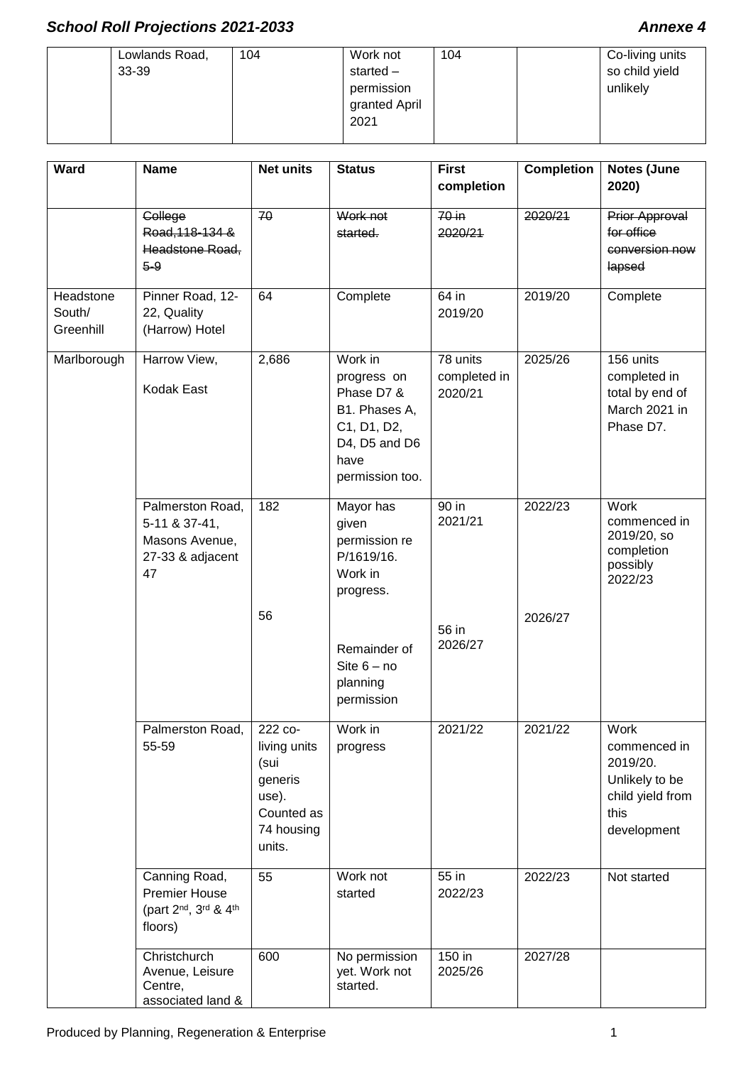| | | | | | | |
|---|---|---|---|---|---|---|
| | Lowlands Road, 33-39 | 104 | Work not started – permission granted April 2021 | 104 | | Co-living units so child yield unlikely |

| Ward | Name | Net units | Status | First completion | Completion | Notes (June 2020) |
|---|---|---|---|---|---|---|
| | ~~College Road,118-134 & Headstone Road, 5-9~~ | ~~70~~ | ~~Work not started.~~ | ~~70 in 2020/21~~ | ~~2020/21~~ | ~~Prior Approval for office conversion now lapsed~~ |
| Headstone South/ Greenhill | Pinner Road, 12-22, Quality (Harrow) Hotel | 64 | Complete | 64 in 2019/20 | 2019/20 | Complete |
| Marlborough | Harrow View, Kodak East | 2,686 | Work in progress on Phase D7 & B1. Phases A, C1, D1, D2, D4, D5 and D6 have permission too. | 78 units completed in 2020/21 | 2025/26 | 156 units completed in total by end of March 2021 in Phase D7. |
| | Palmerston Road, 5-11 & 37-41, Masons Avenue, 27-33 & adjacent 47 | 182<br><br>56 | Mayor has given permission re P/1619/16. Work in progress.<br><br>Remainder of Site 6 – no planning permission | 90 in 2021/21<br><br>56 in 2026/27 | 2022/23<br><br>2026/27 | Work commenced in 2019/20, so completion possibly 2022/23 |
| | Palmerston Road, 55-59 | 222 co-living units (sui generis use). Counted as 74 housing units. | Work in progress | 2021/22 | 2021/22 | Work commenced in 2019/20. Unlikely to be child yield from this development |
| | Canning Road, Premier House (part 2nd, 3rd & 4th floors) | 55 | Work not started | 55 in 2022/23 | 2022/23 | Not started |
| | Christchurch Avenue, Leisure Centre, associated land & | 600 | No permission yet. Work not started. | 150 in 2025/26 | 2027/28 | |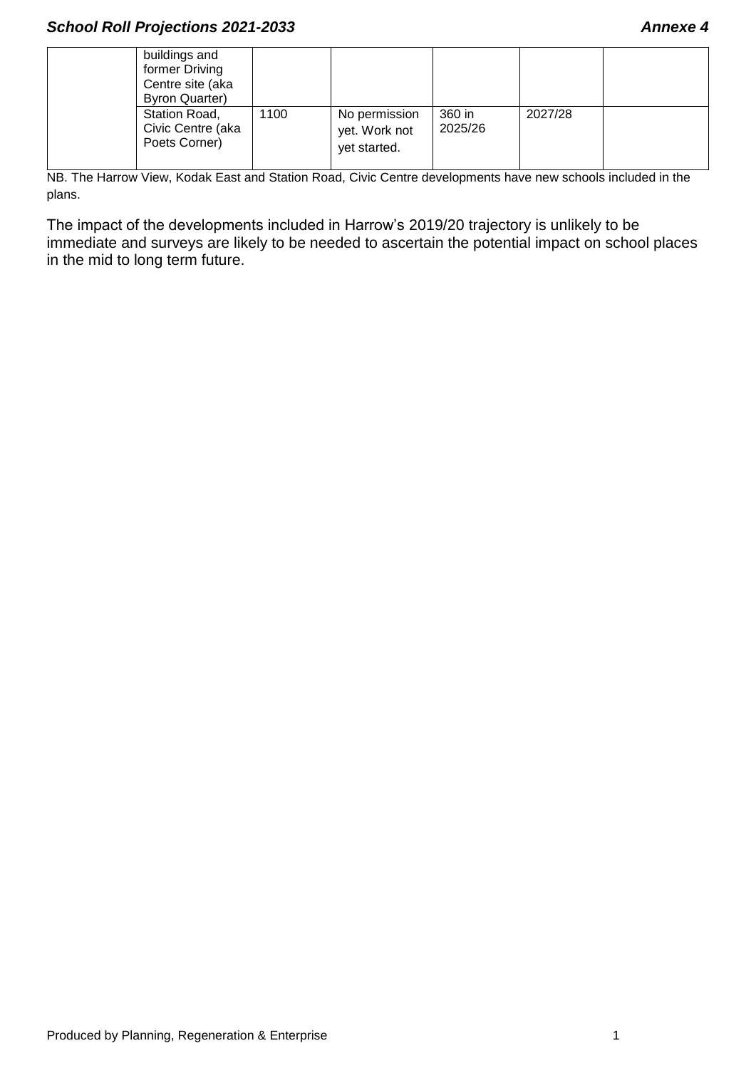| | | | | | | |
|---|---|---|---|---|---|---|
| | buildings and former Driving Centre site (aka Byron Quarter) | | | | | |
| | Station Road, Civic Centre (aka Poets Corner) | 1100 | No permission yet. Work not yet started. | 360 in 2025/26 | 2027/28 | |

NB. The Harrow View, Kodak East and Station Road, Civic Centre developments have new schools included in the plans.

The impact of the developments included in Harrow's 2019/20 trajectory is unlikely to be immediate and surveys are likely to be needed to ascertain the potential impact on school places in the mid to long term future.